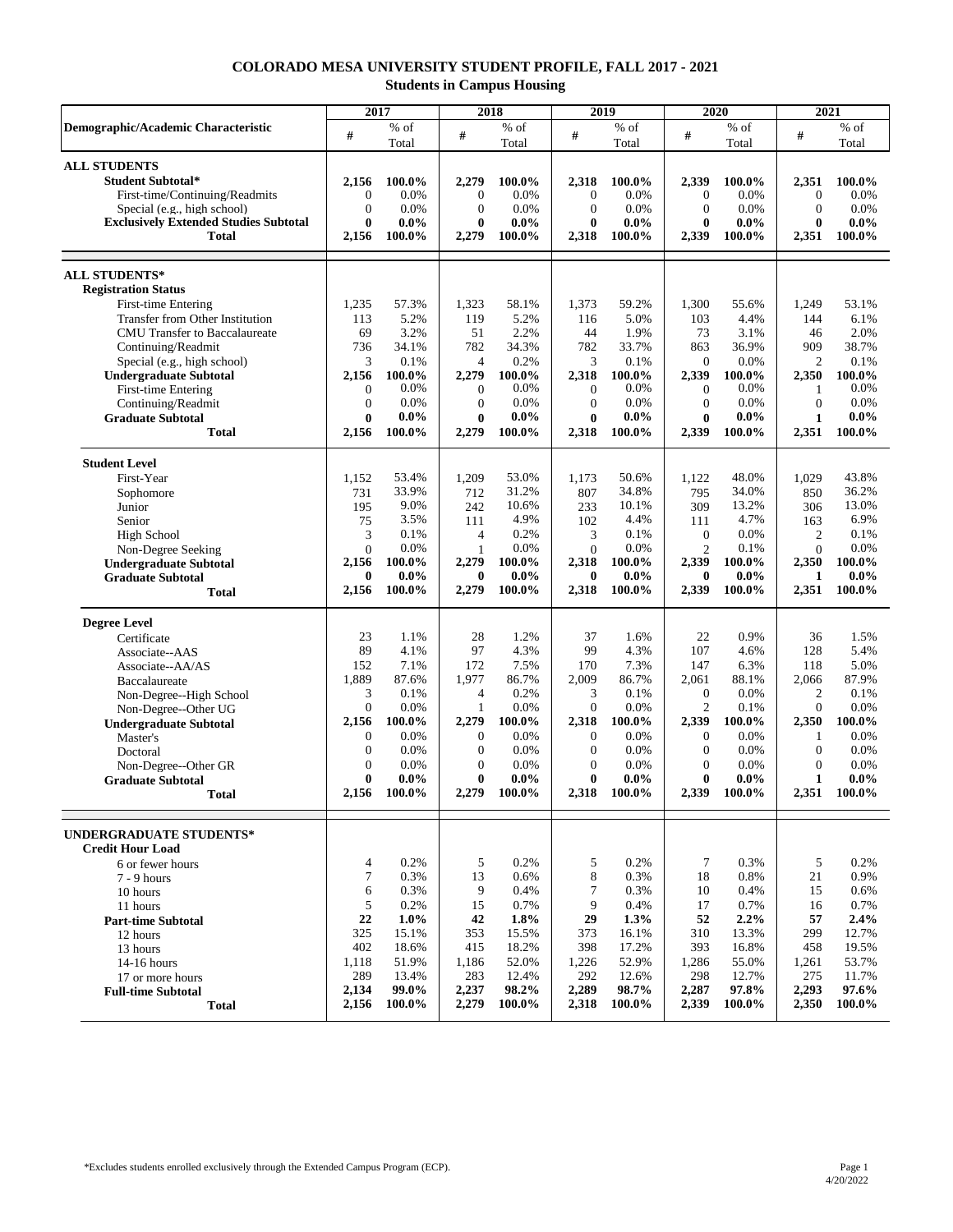# COLORADO MESA UNIVERSITY STUDENT PROFILE, FALL 2017 - 2021

## Students in Campus Housing

| Demographic/Academic Characteristic | 2017 # | 2017 % of Total | 2018 # | 2018 % of Total | 2019 # | 2019 % of Total | 2020 # | 2020 % of Total | 2021 # | 2021 % of Total |
|---|---|---|---|---|---|---|---|---|---|---|
| **ALL STUDENTS** | | | | | | | | | | |
| **Student Subtotal*** | **2,156** | **100.0%** | **2,279** | **100.0%** | **2,318** | **100.0%** | **2,339** | **100.0%** | **2,351** | **100.0%** |
| First-time/Continuing/Readmits | 0 | 0.0% | 0 | 0.0% | 0 | 0.0% | 0 | 0.0% | 0 | 0.0% |
| Special (e.g., high school) | 0 | 0.0% | 0 | 0.0% | 0 | 0.0% | 0 | 0.0% | 0 | 0.0% |
| **Exclusively Extended Studies Subtotal** | **0** | **0.0%** | **0** | **0.0%** | **0** | **0.0%** | **0** | **0.0%** | **0** | **0.0%** |
| **Total** | **2,156** | **100.0%** | **2,279** | **100.0%** | **2,318** | **100.0%** | **2,339** | **100.0%** | **2,351** | **100.0%** |
| **ALL STUDENTS*** | | | | | | | | | | |
| **Registration Status** | | | | | | | | | | |
| First-time Entering | 1,235 | 57.3% | 1,323 | 58.1% | 1,373 | 59.2% | 1,300 | 55.6% | 1,249 | 53.1% |
| Transfer from Other Institution | 113 | 5.2% | 119 | 5.2% | 116 | 5.0% | 103 | 4.4% | 144 | 6.1% |
| CMU Transfer to Baccalaureate | 69 | 3.2% | 51 | 2.2% | 44 | 1.9% | 73 | 3.1% | 46 | 2.0% |
| Continuing/Readmit | 736 | 34.1% | 782 | 34.3% | 782 | 33.7% | 863 | 36.9% | 909 | 38.7% |
| Special (e.g., high school) | 3 | 0.1% | 4 | 0.2% | 3 | 0.1% | 0 | 0.0% | 2 | 0.1% |
| **Undergraduate Subtotal** | **2,156** | **100.0%** | **2,279** | **100.0%** | **2,318** | **100.0%** | **2,339** | **100.0%** | **2,350** | **100.0%** |
| First-time Entering | 0 | 0.0% | 0 | 0.0% | 0 | 0.0% | 0 | 0.0% | 1 | 0.0% |
| Continuing/Readmit | 0 | 0.0% | 0 | 0.0% | 0 | 0.0% | 0 | 0.0% | 0 | 0.0% |
| **Graduate Subtotal** | **0** | **0.0%** | **0** | **0.0%** | **0** | **0.0%** | **0** | **0.0%** | **1** | **0.0%** |
| **Total** | **2,156** | **100.0%** | **2,279** | **100.0%** | **2,318** | **100.0%** | **2,339** | **100.0%** | **2,351** | **100.0%** |
| **Student Level** | | | | | | | | | | |
| First-Year | 1,152 | 53.4% | 1,209 | 53.0% | 1,173 | 50.6% | 1,122 | 48.0% | 1,029 | 43.8% |
| Sophomore | 731 | 33.9% | 712 | 31.2% | 807 | 34.8% | 795 | 34.0% | 850 | 36.2% |
| Junior | 195 | 9.0% | 242 | 10.6% | 233 | 10.1% | 309 | 13.2% | 306 | 13.0% |
| Senior | 75 | 3.5% | 111 | 4.9% | 102 | 4.4% | 111 | 4.7% | 163 | 6.9% |
| High School | 3 | 0.1% | 4 | 0.2% | 3 | 0.1% | 0 | 0.0% | 2 | 0.1% |
| Non-Degree Seeking | 0 | 0.0% | 1 | 0.0% | 0 | 0.0% | 2 | 0.1% | 0 | 0.0% |
| **Undergraduate Subtotal** | **2,156** | **100.0%** | **2,279** | **100.0%** | **2,318** | **100.0%** | **2,339** | **100.0%** | **2,350** | **100.0%** |
| **Graduate Subtotal** | **0** | **0.0%** | **0** | **0.0%** | **0** | **0.0%** | **0** | **0.0%** | **1** | **0.0%** |
| **Total** | **2,156** | **100.0%** | **2,279** | **100.0%** | **2,318** | **100.0%** | **2,339** | **100.0%** | **2,351** | **100.0%** |
| **Degree Level** | | | | | | | | | | |
| Certificate | 23 | 1.1% | 28 | 1.2% | 37 | 1.6% | 22 | 0.9% | 36 | 1.5% |
| Associate--AAS | 89 | 4.1% | 97 | 4.3% | 99 | 4.3% | 107 | 4.6% | 128 | 5.4% |
| Associate--AA/AS | 152 | 7.1% | 172 | 7.5% | 170 | 7.3% | 147 | 6.3% | 118 | 5.0% |
| Baccalaureate | 1,889 | 87.6% | 1,977 | 86.7% | 2,009 | 86.7% | 2,061 | 88.1% | 2,066 | 87.9% |
| Non-Degree--High School | 3 | 0.1% | 4 | 0.2% | 3 | 0.1% | 0 | 0.0% | 2 | 0.1% |
| Non-Degree--Other UG | 0 | 0.0% | 1 | 0.0% | 0 | 0.0% | 2 | 0.1% | 0 | 0.0% |
| **Undergraduate Subtotal** | **2,156** | **100.0%** | **2,279** | **100.0%** | **2,318** | **100.0%** | **2,339** | **100.0%** | **2,350** | **100.0%** |
| Master's | 0 | 0.0% | 0 | 0.0% | 0 | 0.0% | 0 | 0.0% | 1 | 0.0% |
| Doctoral | 0 | 0.0% | 0 | 0.0% | 0 | 0.0% | 0 | 0.0% | 0 | 0.0% |
| Non-Degree--Other GR | 0 | 0.0% | 0 | 0.0% | 0 | 0.0% | 0 | 0.0% | 0 | 0.0% |
| **Graduate Subtotal** | **0** | **0.0%** | **0** | **0.0%** | **0** | **0.0%** | **0** | **0.0%** | **1** | **0.0%** |
| **Total** | **2,156** | **100.0%** | **2,279** | **100.0%** | **2,318** | **100.0%** | **2,339** | **100.0%** | **2,351** | **100.0%** |
| **UNDERGRADUATE STUDENTS*** | | | | | | | | | | |
| **Credit Hour Load** | | | | | | | | | | |
| 6 or fewer hours | 4 | 0.2% | 5 | 0.2% | 5 | 0.2% | 7 | 0.3% | 5 | 0.2% |
| 7 - 9 hours | 7 | 0.3% | 13 | 0.6% | 8 | 0.3% | 18 | 0.8% | 21 | 0.9% |
| 10 hours | 6 | 0.3% | 9 | 0.4% | 7 | 0.3% | 10 | 0.4% | 15 | 0.6% |
| 11 hours | 5 | 0.2% | 15 | 0.7% | 9 | 0.4% | 17 | 0.7% | 16 | 0.7% |
| **Part-time Subtotal** | **22** | **1.0%** | **42** | **1.8%** | **29** | **1.3%** | **52** | **2.2%** | **57** | **2.4%** |
| 12 hours | 325 | 15.1% | 353 | 15.5% | 373 | 16.1% | 310 | 13.3% | 299 | 12.7% |
| 13 hours | 402 | 18.6% | 415 | 18.2% | 398 | 17.2% | 393 | 16.8% | 458 | 19.5% |
| 14-16 hours | 1,118 | 51.9% | 1,186 | 52.0% | 1,226 | 52.9% | 1,286 | 55.0% | 1,261 | 53.7% |
| 17 or more hours | 289 | 13.4% | 283 | 12.4% | 292 | 12.6% | 298 | 12.7% | 275 | 11.7% |
| **Full-time Subtotal** | **2,134** | **99.0%** | **2,237** | **98.2%** | **2,289** | **98.7%** | **2,287** | **97.8%** | **2,293** | **97.6%** |
| **Total** | **2,156** | **100.0%** | **2,279** | **100.0%** | **2,318** | **100.0%** | **2,339** | **100.0%** | **2,350** | **100.0%** |

*Excludes students enrolled exclusively through the Extended Campus Program (ECP).

4/20/2022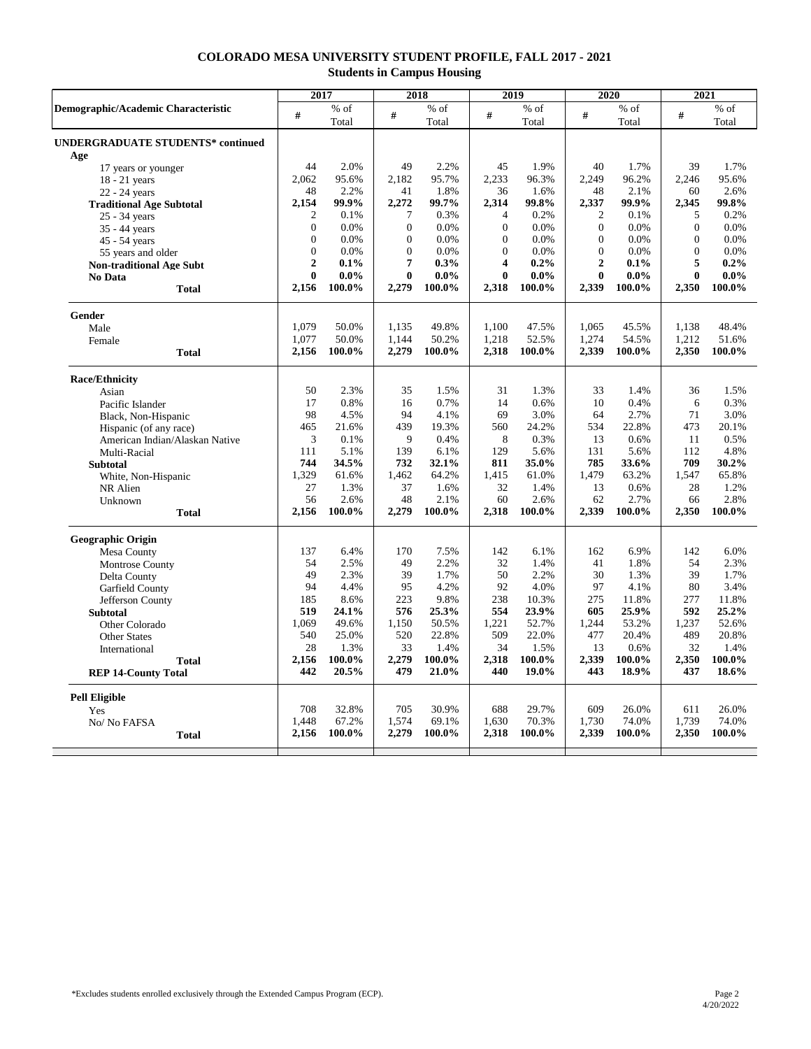# COLORADO MESA UNIVERSITY STUDENT PROFILE, FALL 2017 - 2021
## Students in Campus Housing

| Demographic/Academic Characteristic | 2017 | | 2018 | | 2019 | | 2020 | | 2021 | |
|---|---|---|---|---|---|---|---|---|---|---|
| | # | % of Total | # | % of Total | # | % of Total | # | % of Total | # | % of Total |
| **UNDERGRADUATE STUDENTS* continued** | | | | | | | | | | |
| **Age** | | | | | | | | | | |
| 17 years or younger | 44 | 2.0% | 49 | 2.2% | 45 | 1.9% | 40 | 1.7% | 39 | 1.7% |
| 18 - 21 years | 2,062 | 95.6% | 2,182 | 95.7% | 2,233 | 96.3% | 2,249 | 96.2% | 2,246 | 95.6% |
| 22 - 24 years | 48 | 2.2% | 41 | 1.8% | 36 | 1.6% | 48 | 2.1% | 60 | 2.6% |
| **Traditional Age Subtotal** | **2,154** | **99.9%** | **2,272** | **99.7%** | **2,314** | **99.8%** | **2,337** | **99.9%** | **2,345** | **99.8%** |
| 25 - 34 years | 2 | 0.1% | 7 | 0.3% | 4 | 0.2% | 2 | 0.1% | 5 | 0.2% |
| 35 - 44 years | 0 | 0.0% | 0 | 0.0% | 0 | 0.0% | 0 | 0.0% | 0 | 0.0% |
| 45 - 54 years | 0 | 0.0% | 0 | 0.0% | 0 | 0.0% | 0 | 0.0% | 0 | 0.0% |
| 55 years and older | 0 | 0.0% | 0 | 0.0% | 0 | 0.0% | 0 | 0.0% | 0 | 0.0% |
| **Non-traditional Age Subt** | **2** | **0.1%** | **7** | **0.3%** | **4** | **0.2%** | **2** | **0.1%** | **5** | **0.2%** |
| **No Data** | **0** | **0.0%** | **0** | **0.0%** | **0** | **0.0%** | **0** | **0.0%** | **0** | **0.0%** |
| **Total** | **2,156** | **100.0%** | **2,279** | **100.0%** | **2,318** | **100.0%** | **2,339** | **100.0%** | **2,350** | **100.0%** |
| **Gender** | | | | | | | | | | |
| Male | 1,079 | 50.0% | 1,135 | 49.8% | 1,100 | 47.5% | 1,065 | 45.5% | 1,138 | 48.4% |
| Female | 1,077 | 50.0% | 1,144 | 50.2% | 1,218 | 52.5% | 1,274 | 54.5% | 1,212 | 51.6% |
| **Total** | **2,156** | **100.0%** | **2,279** | **100.0%** | **2,318** | **100.0%** | **2,339** | **100.0%** | **2,350** | **100.0%** |
| **Race/Ethnicity** | | | | | | | | | | |
| Asian | 50 | 2.3% | 35 | 1.5% | 31 | 1.3% | 33 | 1.4% | 36 | 1.5% |
| Pacific Islander | 17 | 0.8% | 16 | 0.7% | 14 | 0.6% | 10 | 0.4% | 6 | 0.3% |
| Black, Non-Hispanic | 98 | 4.5% | 94 | 4.1% | 69 | 3.0% | 64 | 2.7% | 71 | 3.0% |
| Hispanic (of any race) | 465 | 21.6% | 439 | 19.3% | 560 | 24.2% | 534 | 22.8% | 473 | 20.1% |
| American Indian/Alaskan Native | 3 | 0.1% | 9 | 0.4% | 8 | 0.3% | 13 | 0.6% | 11 | 0.5% |
| Multi-Racial | 111 | 5.1% | 139 | 6.1% | 129 | 5.6% | 131 | 5.6% | 112 | 4.8% |
| **Subtotal** | **744** | **34.5%** | **732** | **32.1%** | **811** | **35.0%** | **785** | **33.6%** | **709** | **30.2%** |
| White, Non-Hispanic | 1,329 | 61.6% | 1,462 | 64.2% | 1,415 | 61.0% | 1,479 | 63.2% | 1,547 | 65.8% |
| NR Alien | 27 | 1.3% | 37 | 1.6% | 32 | 1.4% | 13 | 0.6% | 28 | 1.2% |
| Unknown | 56 | 2.6% | 48 | 2.1% | 60 | 2.6% | 62 | 2.7% | 66 | 2.8% |
| **Total** | **2,156** | **100.0%** | **2,279** | **100.0%** | **2,318** | **100.0%** | **2,339** | **100.0%** | **2,350** | **100.0%** |
| **Geographic Origin** | | | | | | | | | | |
| Mesa County | 137 | 6.4% | 170 | 7.5% | 142 | 6.1% | 162 | 6.9% | 142 | 6.0% |
| Montrose County | 54 | 2.5% | 49 | 2.2% | 32 | 1.4% | 41 | 1.8% | 54 | 2.3% |
| Delta County | 49 | 2.3% | 39 | 1.7% | 50 | 2.2% | 30 | 1.3% | 39 | 1.7% |
| Garfield County | 94 | 4.4% | 95 | 4.2% | 92 | 4.0% | 97 | 4.1% | 80 | 3.4% |
| Jefferson County | 185 | 8.6% | 223 | 9.8% | 238 | 10.3% | 275 | 11.8% | 277 | 11.8% |
| **Subtotal** | **519** | **24.1%** | **576** | **25.3%** | **554** | **23.9%** | **605** | **25.9%** | **592** | **25.2%** |
| Other Colorado | 1,069 | 49.6% | 1,150 | 50.5% | 1,221 | 52.7% | 1,244 | 53.2% | 1,237 | 52.6% |
| Other States | 540 | 25.0% | 520 | 22.8% | 509 | 22.0% | 477 | 20.4% | 489 | 20.8% |
| International | 28 | 1.3% | 33 | 1.4% | 34 | 1.5% | 13 | 0.6% | 32 | 1.4% |
| **Total** | **2,156** | **100.0%** | **2,279** | **100.0%** | **2,318** | **100.0%** | **2,339** | **100.0%** | **2,350** | **100.0%** |
| **REP 14-County Total** | **442** | **20.5%** | **479** | **21.0%** | **440** | **19.0%** | **443** | **18.9%** | **437** | **18.6%** |
| **Pell Eligible** | | | | | | | | | | |
| Yes | 708 | 32.8% | 705 | 30.9% | 688 | 29.7% | 609 | 26.0% | 611 | 26.0% |
| No/ No FAFSA | 1,448 | 67.2% | 1,574 | 69.1% | 1,630 | 70.3% | 1,730 | 74.0% | 1,739 | 74.0% |
| **Total** | **2,156** | **100.0%** | **2,279** | **100.0%** | **2,318** | **100.0%** | **2,339** | **100.0%** | **2,350** | **100.0%** |

*Excludes students enrolled exclusively through the Extended Campus Program (ECP).

4/20/2022